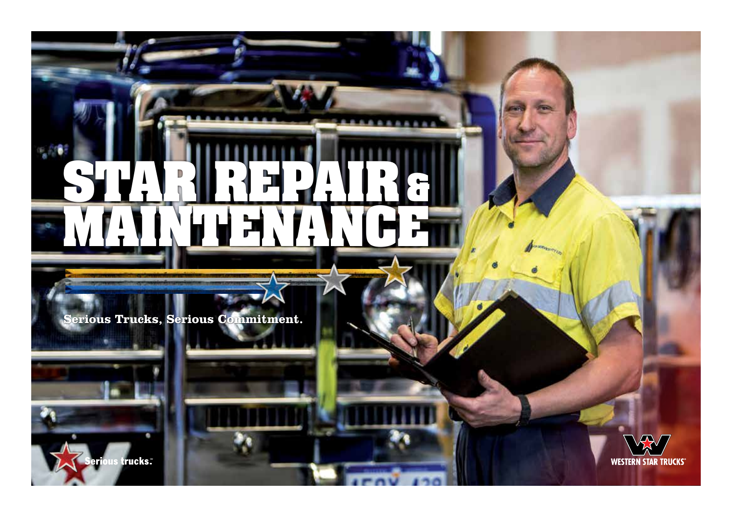# STAR REPAIR & MAINTENANCE

Serious Trucks, Serious Commitment.

Serious trucks.

WESTERN STAR TRUCKS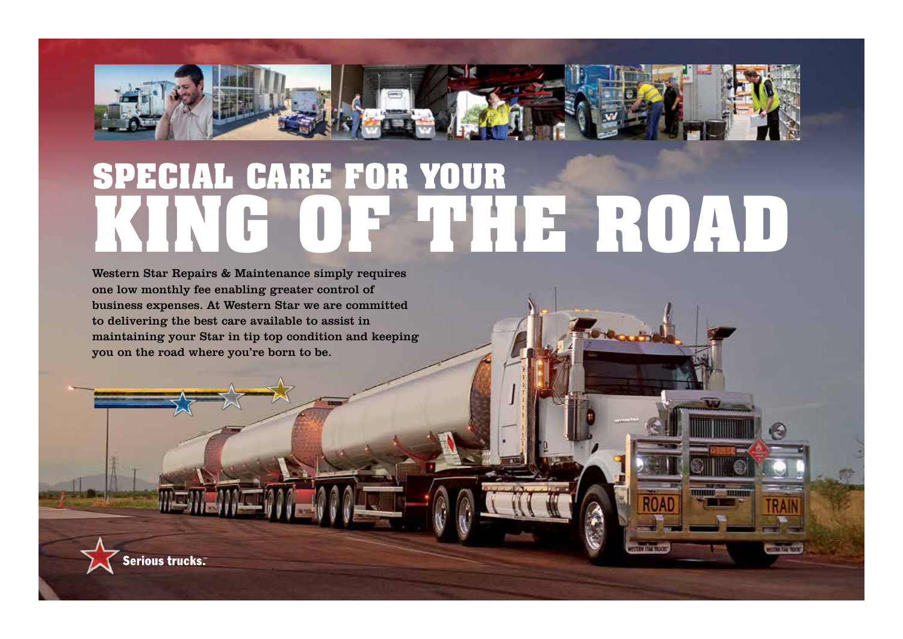# SPECIAL CARE FOR YOUR KING OF THE ROAD

Western Star Repairs & Maintenance simply requires one low monthly fee enabling greater control of business expenses. At Western Star we are committed to delivering the best care available to assist in maintaining your Star in tip top condition and keeping you on the road where you're born to be.

Serious trucks.™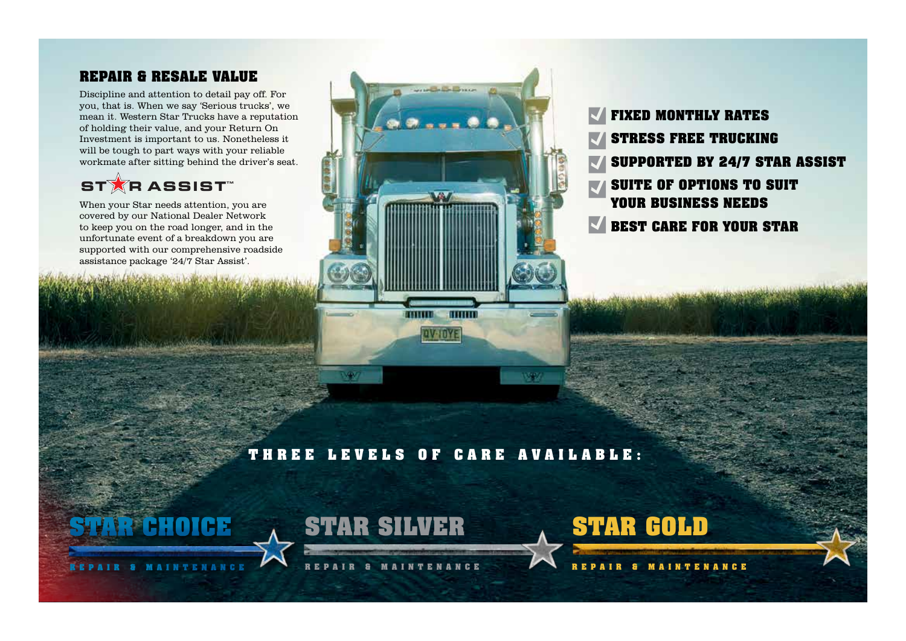## REPAIR & RESALE VALUE

Discipline and attention to detail pay off. For you, that is. When we say 'Serious trucks', we mean it. Western Star Trucks have a reputation of holding their value, and your Return On Investment is important to us. Nonetheless it will be tough to part ways with your reliable workmate after sitting behind the driver's seat.

## STAR ASSIST™

When your Star needs attention, you are covered by our National Dealer Network to keep you on the road longer, and in the unfortunate event of a breakdown you are supported with our comprehensive roadside assistance package '24/7 Star Assist'.

- **FIXED MONTHLY RATES**
- **STRESS FREE TRUCKING**
- **SUPPORTED BY 24/7 STAR ASSIST**
- **SUITE OF OPTIONS TO SUIT YOUR BUSINESS NEEDS**
- **BEST CARE FOR YOUR STAR**

## THREE LEVELS OF CARE AVAILABLE:

### STAR CHOICE
REPAIR & MAINTENANCE

### STAR SILVER
REPAIR & MAINTENANCE

### STAR GOLD
REPAIR & MAINTENANCE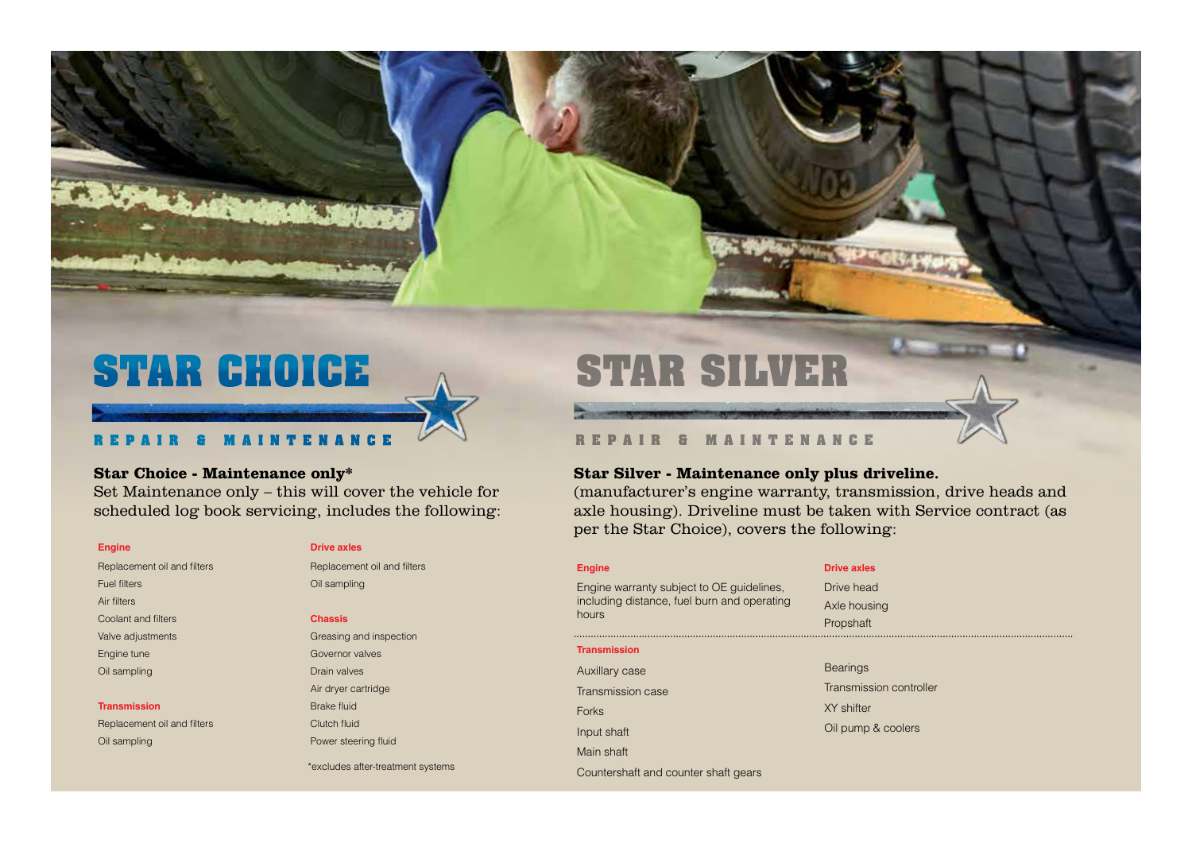# STAR CHOICE

REPAIR & MAINTENANCE

**Star Choice - Maintenance only***

Set Maintenance only – this will cover the vehicle for scheduled log book servicing, includes the following:

**Engine**

- Replacement oil and filters
- Fuel filters
- Air filters
- Coolant and filters
- Valve adjustments
- Engine tune
- Oil sampling

**Transmission**

- Replacement oil and filters
- Oil sampling

**Drive axles**

- Replacement oil and filters
- Oil sampling

**Chassis**

- Greasing and inspection
- Governor valves
- Drain valves
- Air dryer cartridge
- Brake fluid
- Clutch fluid
- Power steering fluid

*excludes after-treatment systems

# STAR SILVER

REPAIR & MAINTENANCE

**Star Silver - Maintenance only plus driveline.**

(manufacturer's engine warranty, transmission, drive heads and axle housing). Driveline must be taken with Service contract (as per the Star Choice), covers the following:

**Engine**

Engine warranty subject to OE guidelines, including distance, fuel burn and operating hours

**Drive axles**

- Drive head
- Axle housing
- Propshaft

**Transmission**

- Auxillary case
- Transmission case
- Forks
- Input shaft
- Main shaft
- Countershaft and counter shaft gears
- Bearings
- Transmission controller
- XY shifter
- Oil pump & coolers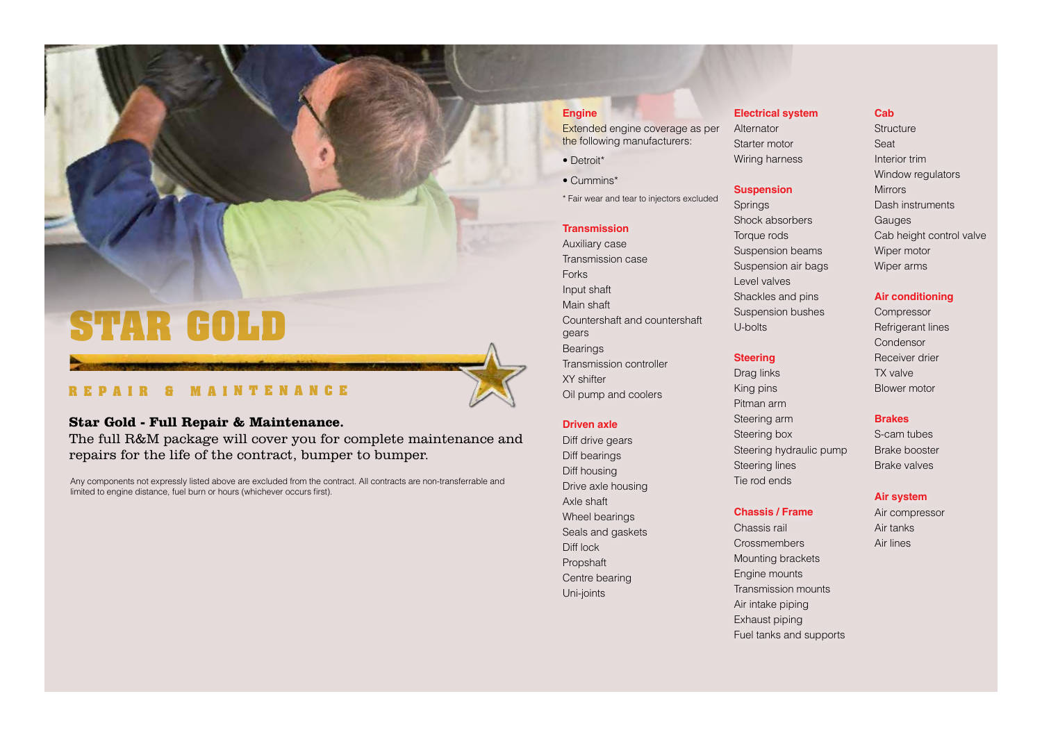# STAR GOLD

## REPAIR & MAINTENANCE

**Star Gold - Full Repair & Maintenance.**
The full R&M package will cover you for complete maintenance and repairs for the life of the contract, bumper to bumper.

Any components not expressly listed above are excluded from the contract. All contracts are non-transferrable and limited to engine distance, fuel burn or hours (whichever occurs first).

### Engine

Extended engine coverage as per the following manufacturers:

- Detroit*
- Cummins*

\* Fair wear and tear to injectors excluded

### Transmission

Auxiliary case
Transmission case
Forks
Input shaft
Main shaft
Countershaft and countershaft gears
Bearings
Transmission controller
XY shifter
Oil pump and coolers

### Driven axle

Diff drive gears
Diff bearings
Diff housing
Drive axle housing
Axle shaft
Wheel bearings
Seals and gaskets
Diff lock
Propshaft
Centre bearing
Uni-joints

### Electrical system

Alternator
Starter motor
Wiring harness

### Suspension

Springs
Shock absorbers
Torque rods
Suspension beams
Suspension air bags
Level valves
Shackles and pins
Suspension bushes
U-bolts

### Steering

Drag links
King pins
Pitman arm
Steering arm
Steering box
Steering hydraulic pump
Steering lines
Tie rod ends

### Chassis / Frame

Chassis rail
Crossmembers
Mounting brackets
Engine mounts
Transmission mounts
Air intake piping
Exhaust piping
Fuel tanks and supports

### Cab

Structure
Seat
Interior trim
Window regulators
Mirrors
Dash instruments
Gauges
Cab height control valve
Wiper motor
Wiper arms

### Air conditioning

Compressor
Refrigerant lines
Condensor
Receiver drier
TX valve
Blower motor

### Brakes

S-cam tubes
Brake booster
Brake valves

### Air system

Air compressor
Air tanks
Air lines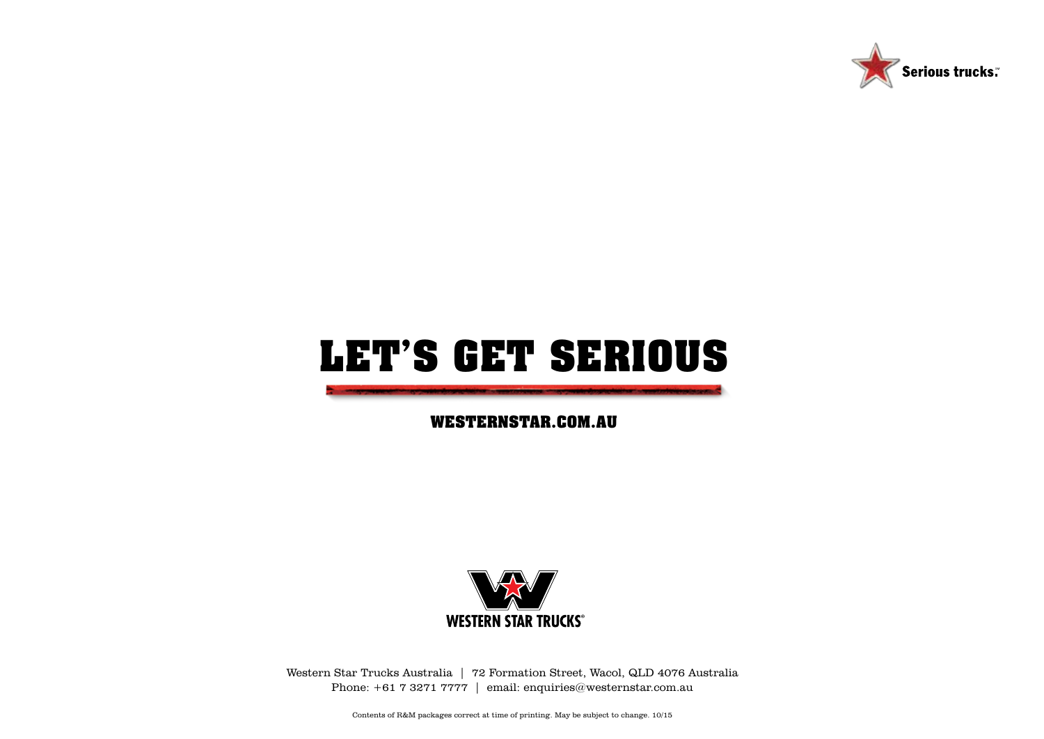Serious trucks.™

# LET'S GET SERIOUS

## WESTERNSTAR.COM.AU

WESTERN STAR TRUCKS®

Western Star Trucks Australia | 72 Formation Street, Wacol, QLD 4076 Australia
Phone: +61 7 3271 7777 | email: enquiries@westernstar.com.au

Contents of R&M packages correct at time of printing. May be subject to change. 10/15